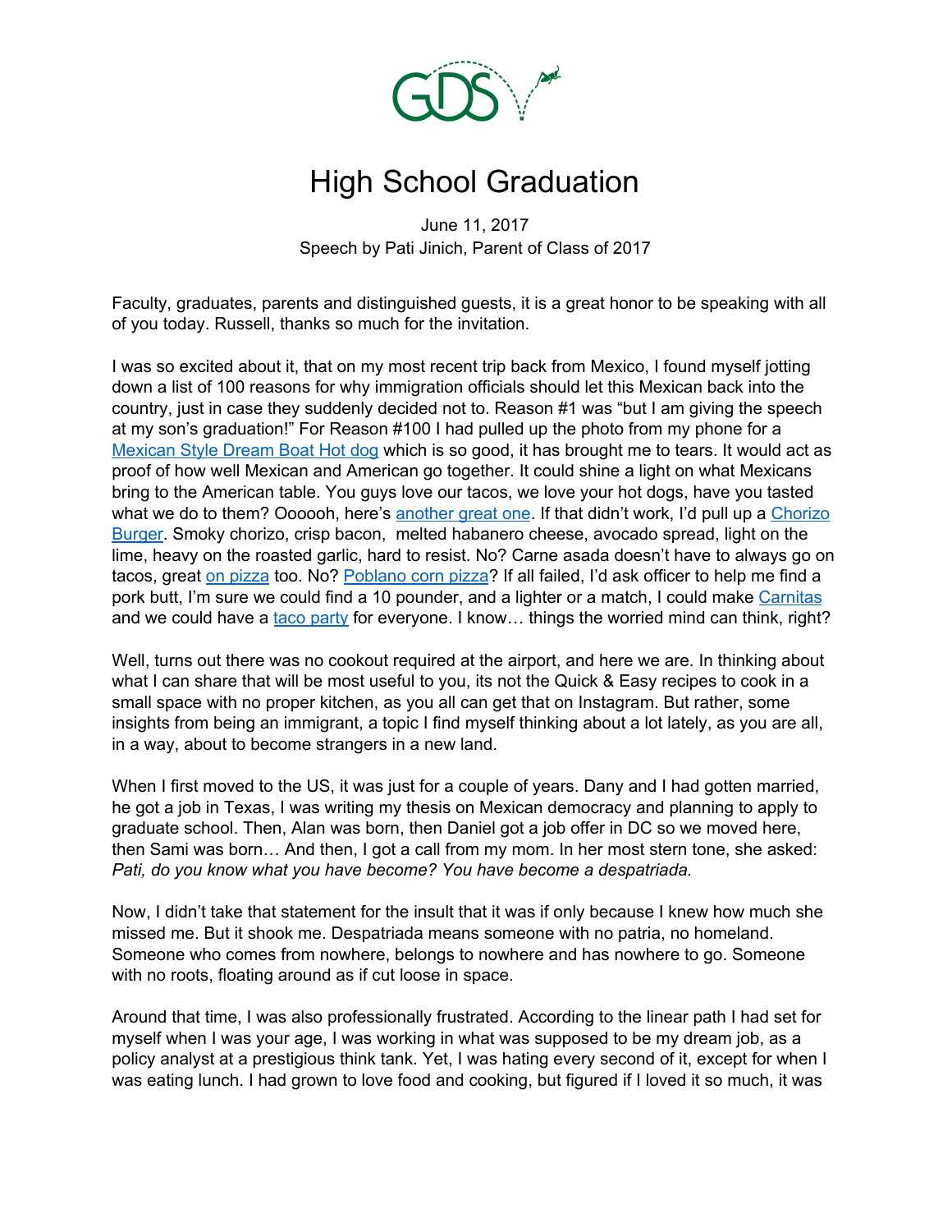# High School Graduation

June 11, 2017
Speech by Pati Jinich, Parent of Class of 2017

Faculty, graduates, parents and distinguished guests, it is a great honor to be speaking with all of you today. Russell, thanks so much for the invitation.

I was so excited about it, that on my most recent trip back from Mexico, I found myself jotting down a list of 100 reasons for why immigration officials should let this Mexican back into the country, just in case they suddenly decided not to. Reason #1 was "but I am giving the speech at my son's graduation!" For Reason #100 I had pulled up the photo from my phone for a Mexican Style Dream Boat Hot dog which is so good, it has brought me to tears. It would act as proof of how well Mexican and American go together. It could shine a light on what Mexicans bring to the American table. You guys love our tacos, we love your hot dogs, have you tasted what we do to them? Oooooh, here's another great one. If that didn't work, I'd pull up a Chorizo Burger. Smoky chorizo, crisp bacon, melted habanero cheese, avocado spread, light on the lime, heavy on the roasted garlic, hard to resist. No? Carne asada doesn't have to always go on tacos, great on pizza too. No? Poblano corn pizza? If all failed, I'd ask officer to help me find a pork butt, I'm sure we could find a 10 pounder, and a lighter or a match, I could make Carnitas and we could have a taco party for everyone. I know… things the worried mind can think, right?

Well, turns out there was no cookout required at the airport, and here we are. In thinking about what I can share that will be most useful to you, its not the Quick & Easy recipes to cook in a small space with no proper kitchen, as you all can get that on Instagram. But rather, some insights from being an immigrant, a topic I find myself thinking about a lot lately, as you are all, in a way, about to become strangers in a new land.

When I first moved to the US, it was just for a couple of years. Dany and I had gotten married, he got a job in Texas, I was writing my thesis on Mexican democracy and planning to apply to graduate school. Then, Alan was born, then Daniel got a job offer in DC so we moved here, then Sami was born… And then, I got a call from my mom. In her most stern tone, she asked: *Pati, do you know what you have become? You have become a despatriada.*

Now, I didn't take that statement for the insult that it was if only because I knew how much she missed me. But it shook me. Despatriada means someone with no patria, no homeland. Someone who comes from nowhere, belongs to nowhere and has nowhere to go. Someone with no roots, floating around as if cut loose in space.

Around that time, I was also professionally frustrated. According to the linear path I had set for myself when I was your age, I was working in what was supposed to be my dream job, as a policy analyst at a prestigious think tank. Yet, I was hating every second of it, except for when I was eating lunch. I had grown to love food and cooking, but figured if I loved it so much, it was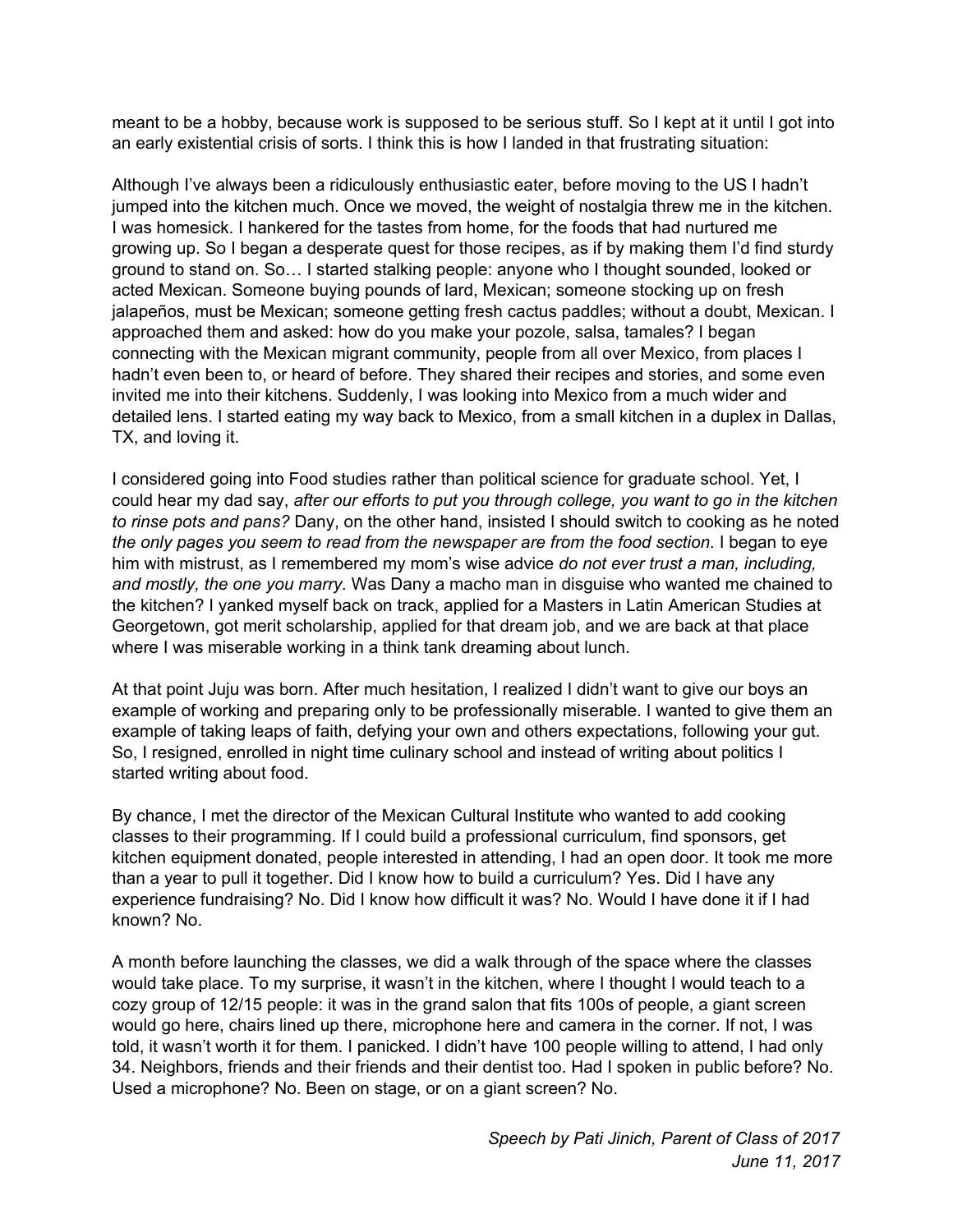meant to be a hobby, because work is supposed to be serious stuff. So I kept at it until I got into an early existential crisis of sorts. I think this is how I landed in that frustrating situation:

Although I've always been a ridiculously enthusiastic eater, before moving to the US I hadn't jumped into the kitchen much. Once we moved, the weight of nostalgia threw me in the kitchen. I was homesick. I hankered for the tastes from home, for the foods that had nurtured me growing up. So I began a desperate quest for those recipes, as if by making them I'd find sturdy ground to stand on. So… I started stalking people: anyone who I thought sounded, looked or acted Mexican. Someone buying pounds of lard, Mexican; someone stocking up on fresh jalapeños, must be Mexican; someone getting fresh cactus paddles; without a doubt, Mexican. I approached them and asked: how do you make your pozole, salsa, tamales? I began connecting with the Mexican migrant community, people from all over Mexico, from places I hadn't even been to, or heard of before. They shared their recipes and stories, and some even invited me into their kitchens. Suddenly, I was looking into Mexico from a much wider and detailed lens. I started eating my way back to Mexico, from a small kitchen in a duplex in Dallas, TX, and loving it.

I considered going into Food studies rather than political science for graduate school. Yet, I could hear my dad say, *after our efforts to put you through college, you want to go in the kitchen to rinse pots and pans?* Dany, on the other hand, insisted I should switch to cooking as he noted *the only pages you seem to read from the newspaper are from the food section.* I began to eye him with mistrust, as I remembered my mom's wise advice *do not ever trust a man, including, and mostly, the one you marry*. Was Dany a macho man in disguise who wanted me chained to the kitchen? I yanked myself back on track, applied for a Masters in Latin American Studies at Georgetown, got merit scholarship, applied for that dream job, and we are back at that place where I was miserable working in a think tank dreaming about lunch.

At that point Juju was born. After much hesitation, I realized I didn't want to give our boys an example of working and preparing only to be professionally miserable. I wanted to give them an example of taking leaps of faith, defying your own and others expectations, following your gut. So, I resigned, enrolled in night time culinary school and instead of writing about politics I started writing about food.

By chance, I met the director of the Mexican Cultural Institute who wanted to add cooking classes to their programming. If I could build a professional curriculum, find sponsors, get kitchen equipment donated, people interested in attending, I had an open door. It took me more than a year to pull it together. Did I know how to build a curriculum? Yes. Did I have any experience fundraising? No. Did I know how difficult it was? No. Would I have done it if I had known? No.

A month before launching the classes, we did a walk through of the space where the classes would take place. To my surprise, it wasn't in the kitchen, where I thought I would teach to a cozy group of 12/15 people: it was in the grand salon that fits 100s of people, a giant screen would go here, chairs lined up there, microphone here and camera in the corner. If not, I was told, it wasn't worth it for them. I panicked. I didn't have 100 people willing to attend, I had only 34. Neighbors, friends and their friends and their dentist too. Had I spoken in public before? No. Used a microphone? No. Been on stage, or on a giant screen? No.

*Speech by Pati Jinich, Parent of Class of 2017*
*June 11, 2017*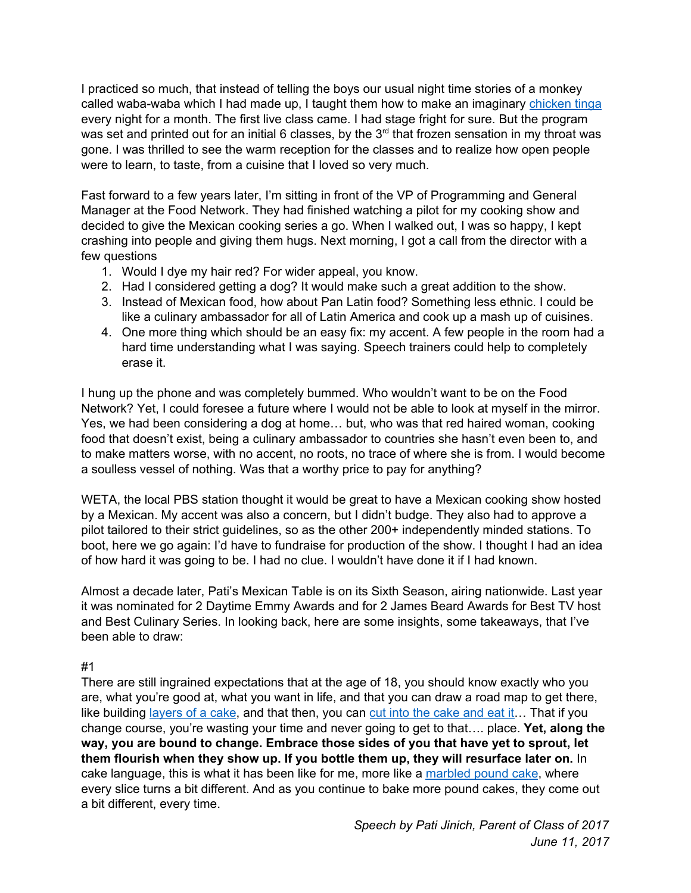I practiced so much, that instead of telling the boys our usual night time stories of a monkey called waba-waba which I had made up, I taught them how to make an imaginary chicken tinga every night for a month. The first live class came. I had stage fright for sure. But the program was set and printed out for an initial 6 classes, by the 3rd that frozen sensation in my throat was gone. I was thrilled to see the warm reception for the classes and to realize how open people were to learn, to taste, from a cuisine that I loved so very much.

Fast forward to a few years later, I'm sitting in front of the VP of Programming and General Manager at the Food Network. They had finished watching a pilot for my cooking show and decided to give the Mexican cooking series a go. When I walked out, I was so happy, I kept crashing into people and giving them hugs. Next morning, I got a call from the director with a few questions

1. Would I dye my hair red? For wider appeal, you know.
2. Had I considered getting a dog? It would make such a great addition to the show.
3. Instead of Mexican food, how about Pan Latin food? Something less ethnic. I could be like a culinary ambassador for all of Latin America and cook up a mash up of cuisines.
4. One more thing which should be an easy fix: my accent. A few people in the room had a hard time understanding what I was saying. Speech trainers could help to completely erase it.

I hung up the phone and was completely bummed. Who wouldn't want to be on the Food Network? Yet, I could foresee a future where I would not be able to look at myself in the mirror. Yes, we had been considering a dog at home… but, who was that red haired woman, cooking food that doesn't exist, being a culinary ambassador to countries she hasn't even been to, and to make matters worse, with no accent, no roots, no trace of where she is from. I would become a soulless vessel of nothing. Was that a worthy price to pay for anything?

WETA, the local PBS station thought it would be great to have a Mexican cooking show hosted by a Mexican. My accent was also a concern, but I didn't budge. They also had to approve a pilot tailored to their strict guidelines, so as the other 200+ independently minded stations. To boot, here we go again: I'd have to fundraise for production of the show. I thought I had an idea of how hard it was going to be. I had no clue. I wouldn't have done it if I had known.

Almost a decade later, Pati's Mexican Table is on its Sixth Season, airing nationwide. Last year it was nominated for 2 Daytime Emmy Awards and for 2 James Beard Awards for Best TV host and Best Culinary Series. In looking back, here are some insights, some takeaways, that I've been able to draw:

#1

There are still ingrained expectations that at the age of 18, you should know exactly who you are, what you're good at, what you want in life, and that you can draw a road map to get there, like building layers of a cake, and that then, you can cut into the cake and eat it… That if you change course, you're wasting your time and never going to get to that…. place. **Yet, along the way, you are bound to change. Embrace those sides of you that have yet to sprout, let them flourish when they show up. If you bottle them up, they will resurface later on.** In cake language, this is what it has been like for me, more like a marbled pound cake, where every slice turns a bit different. And as you continue to bake more pound cakes, they come out a bit different, every time.

*Speech by Pati Jinich, Parent of Class of 2017*
*June 11, 2017*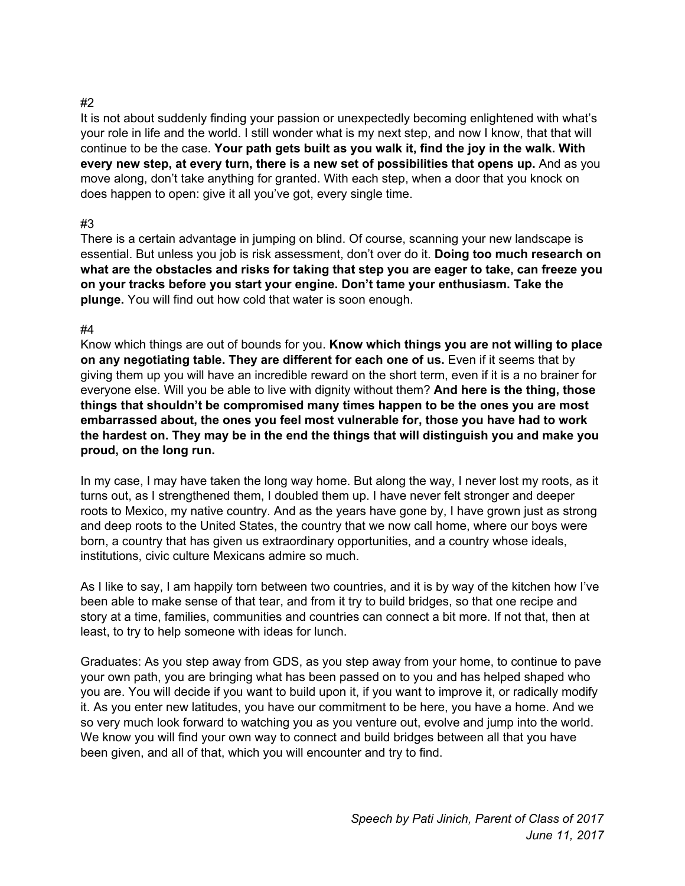#2

It is not about suddenly finding your passion or unexpectedly becoming enlightened with what's your role in life and the world. I still wonder what is my next step, and now I know, that that will continue to be the case. **Your path gets built as you walk it, find the joy in the walk. With every new step, at every turn, there is a new set of possibilities that opens up.** And as you move along, don't take anything for granted. With each step, when a door that you knock on does happen to open: give it all you've got, every single time.

#3

There is a certain advantage in jumping on blind. Of course, scanning your new landscape is essential. But unless you job is risk assessment, don't over do it. **Doing too much research on what are the obstacles and risks for taking that step you are eager to take, can freeze you on your tracks before you start your engine. Don't tame your enthusiasm. Take the plunge.** You will find out how cold that water is soon enough.

#4

Know which things are out of bounds for you. **Know which things you are not willing to place on any negotiating table. They are different for each one of us.** Even if it seems that by giving them up you will have an incredible reward on the short term, even if it is a no brainer for everyone else. Will you be able to live with dignity without them? **And here is the thing, those things that shouldn't be compromised many times happen to be the ones you are most embarrassed about, the ones you feel most vulnerable for, those you have had to work the hardest on. They may be in the end the things that will distinguish you and make you proud, on the long run.**

In my case, I may have taken the long way home. But along the way, I never lost my roots, as it turns out, as I strengthened them, I doubled them up. I have never felt stronger and deeper roots to Mexico, my native country. And as the years have gone by, I have grown just as strong and deep roots to the United States, the country that we now call home, where our boys were born, a country that has given us extraordinary opportunities, and a country whose ideals, institutions, civic culture Mexicans admire so much.

As I like to say, I am happily torn between two countries, and it is by way of the kitchen how I've been able to make sense of that tear, and from it try to build bridges, so that one recipe and story at a time, families, communities and countries can connect a bit more. If not that, then at least, to try to help someone with ideas for lunch.

Graduates: As you step away from GDS, as you step away from your home, to continue to pave your own path, you are bringing what has been passed on to you and has helped shaped who you are. You will decide if you want to build upon it, if you want to improve it, or radically modify it. As you enter new latitudes, you have our commitment to be here, you have a home. And we so very much look forward to watching you as you venture out, evolve and jump into the world. We know you will find your own way to connect and build bridges between all that you have been given, and all of that, which you will encounter and try to find.

*Speech by Pati Jinich, Parent of Class of 2017*
*June 11, 2017*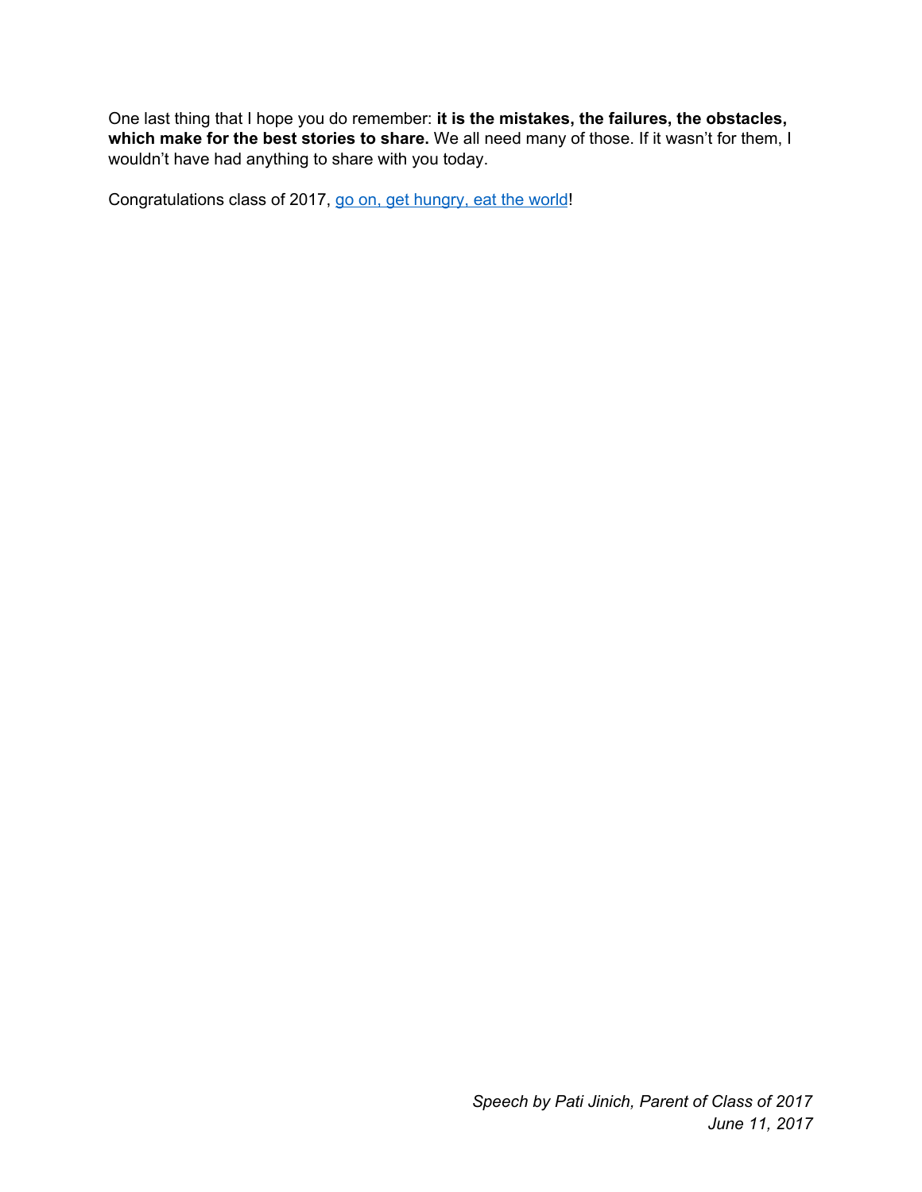One last thing that I hope you do remember: **it is the mistakes, the failures, the obstacles, which make for the best stories to share.** We all need many of those. If it wasn't for them, I wouldn't have had anything to share with you today.

Congratulations class of 2017, go on, get hungry, eat the world!

*Speech by Pati Jinich, Parent of Class of 2017*
*June 11, 2017*